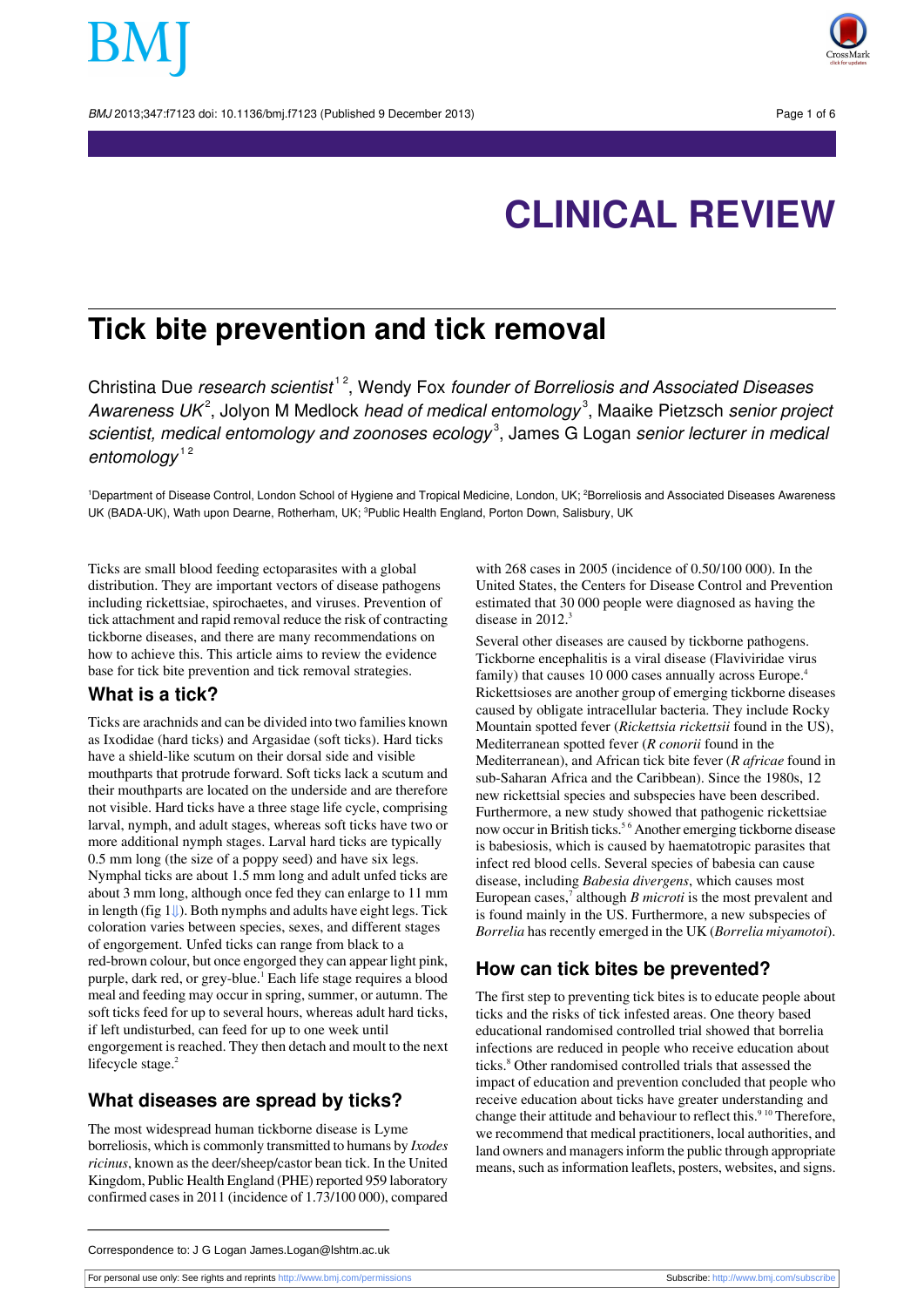CLINICAL REVIEW

# Tick bite prevention and tick removal

Christina Due *research scientist*[1,2], Wendy Fox *founder of Borreliosis and Associated Diseases Awareness UK*[2], Jolyon M Medlock *head of medical entomology*[3], Maaike Pietzsch *senior project scientist, medical entomology and zoonoses ecology*[3], James G Logan *senior lecturer in medical entomology*[1,2]

[1]Department of Disease Control, London School of Hygiene and Tropical Medicine, London, UK; [2]Borreliosis and Associated Diseases Awareness UK (BADA-UK), Wath upon Dearne, Rotherham, UK; [3]Public Health England, Porton Down, Salisbury, UK

Ticks are small blood feeding ectoparasites with a global distribution. They are important vectors of disease pathogens including rickettsiae, spirochaetes, and viruses. Prevention of tick attachment and rapid removal reduce the risk of contracting tickborne diseases, and there are many recommendations on how to achieve this. This article aims to review the evidence base for tick bite prevention and tick removal strategies.

## What is a tick?

Ticks are arachnids and can be divided into two families known as Ixodidae (hard ticks) and Argasidae (soft ticks). Hard ticks have a shield-like scutum on their dorsal side and visible mouthparts that protrude forward. Soft ticks lack a scutum and their mouthparts are located on the underside and are therefore not visible. Hard ticks have a three stage life cycle, comprising larval, nymph, and adult stages, whereas soft ticks have two or more additional nymph stages. Larval hard ticks are typically 0.5 mm long (the size of a poppy seed) and have six legs. Nymphal ticks are about 1.5 mm long and adult unfed ticks are about 3 mm long, although once fed they can enlarge to 11 mm in length (fig 1). Both nymphs and adults have eight legs. Tick coloration varies between species, sexes, and different stages of engorgement. Unfed ticks can range from black to a red-brown colour, but once engorged they can appear light pink, purple, dark red, or grey-blue.[1] Each life stage requires a blood meal and feeding may occur in spring, summer, or autumn. The soft ticks feed for up to several hours, whereas adult hard ticks, if left undisturbed, can feed for up to one week until engorgement is reached. They then detach and moult to the next lifecycle stage.[2]

## What diseases are spread by ticks?

The most widespread human tickborne disease is Lyme borreliosis, which is commonly transmitted to humans by *Ixodes ricinus*, known as the deer/sheep/castor bean tick. In the United Kingdom, Public Health England (PHE) reported 959 laboratory confirmed cases in 2011 (incidence of 1.73/100 000), compared with 268 cases in 2005 (incidence of 0.50/100 000). In the United States, the Centers for Disease Control and Prevention estimated that 30 000 people were diagnosed as having the disease in 2012.[3]

Several other diseases are caused by tickborne pathogens. Tickborne encephalitis is a viral disease (Flaviviridae virus family) that causes 10 000 cases annually across Europe.[4] Rickettsioses are another group of emerging tickborne diseases caused by obligate intracellular bacteria. They include Rocky Mountain spotted fever (*Rickettsia rickettsii* found in the US), Mediterranean spotted fever (*R conorii* found in the Mediterranean), and African tick bite fever (*R africae* found in sub-Saharan Africa and the Caribbean). Since the 1980s, 12 new rickettsial species and subspecies have been described. Furthermore, a new study showed that pathogenic rickettsiae now occur in British ticks.[5,6] Another emerging tickborne disease is babesiosis, which is caused by haematotropic parasites that infect red blood cells. Several species of babesia can cause disease, including *Babesia divergens*, which causes most European cases,[7] although *B microti* is the most prevalent and is found mainly in the US. Furthermore, a new subspecies of *Borrelia* has recently emerged in the UK (*Borrelia miyamotoi*).

## How can tick bites be prevented?

The first step to preventing tick bites is to educate people about ticks and the risks of tick infested areas. One theory based educational randomised controlled trial showed that borrelia infections are reduced in people who receive education about ticks.[8] Other randomised controlled trials that assessed the impact of education and prevention concluded that people who receive education about ticks have greater understanding and change their attitude and behaviour to reflect this.[9,10] Therefore, we recommend that medical practitioners, local authorities, and land owners and managers inform the public through appropriate means, such as information leaflets, posters, websites, and signs.

Correspondence to: J G Logan James.Logan@lshtm.ac.uk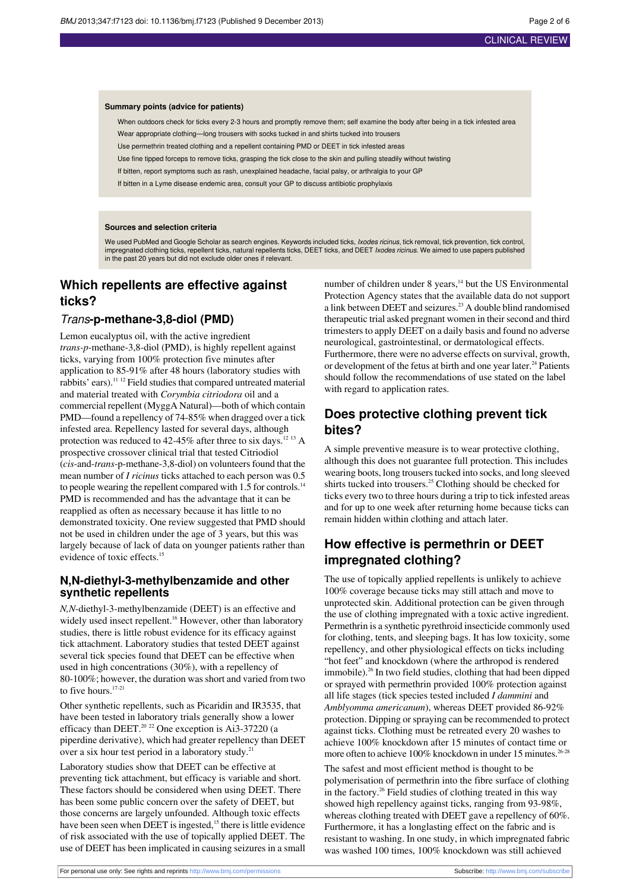**Summary points (advice for patients)**

- When outdoors check for ticks every 2-3 hours and promptly remove them; self examine the body after being in a tick infested area
- Wear appropriate clothing—long trousers with socks tucked in and shirts tucked into trousers
- Use permethrin treated clothing and a repellent containing PMD or DEET in tick infested areas
- Use fine tipped forceps to remove ticks, grasping the tick close to the skin and pulling steadily without twisting
- If bitten, report symptoms such as rash, unexplained headache, facial palsy, or arthralgia to your GP
- If bitten in a Lyme disease endemic area, consult your GP to discuss antibiotic prophylaxis

**Sources and selection criteria**

We used PubMed and Google Scholar as search engines. Keywords included ticks, *Ixodes ricinus*, tick removal, tick prevention, tick control, impregnated clothing ticks, repellent ticks, natural repellents ticks, DEET ticks, and DEET *Ixodes ricinus*. We aimed to use papers published in the past 20 years but did not exclude older ones if relevant.

## Which repellents are effective against ticks?

### *Trans*-p-methane-3,8-diol (PMD)

Lemon eucalyptus oil, with the active ingredient *trans-p*-methane-3,8-diol (PMD), is highly repellent against ticks, varying from 100% protection five minutes after application to 85-91% after 48 hours (laboratory studies with rabbits' ears).[11,12] Field studies that compared untreated material and material treated with *Corymbia citriodora* oil and a commercial repellent (MyggA Natural)—both of which contain PMD—found a repellency of 74-85% when dragged over a tick infested area. Repellency lasted for several days, although protection was reduced to 42-45% after three to six days.[12,13] A prospective crossover clinical trial that tested Citriodiol (*cis*-and-*trans*-p-methane-3,8-diol) on volunteers found that the mean number of *I ricinus* ticks attached to each person was 0.5 to people wearing the repellent compared with 1.5 for controls.[14] PMD is recommended and has the advantage that it can be reapplied as often as necessary because it has little to no demonstrated toxicity. One review suggested that PMD should not be used in children under the age of 3 years, but this was largely because of lack of data on younger patients rather than evidence of toxic effects.[15]

### N,N-diethyl-3-methylbenzamide and other synthetic repellents

*N,N*-diethyl-3-methylbenzamide (DEET) is an effective and widely used insect repellent.[16] However, other than laboratory studies, there is little robust evidence for its efficacy against tick attachment. Laboratory studies that tested DEET against several tick species found that DEET can be effective when used in high concentrations (30%), with a repellency of 80-100%; however, the duration was short and varied from two to five hours.[17-21]

Other synthetic repellents, such as Picaridin and IR3535, that have been tested in laboratory trials generally show a lower efficacy than DEET.[20,22] One exception is Ai3-37220 (a piperdine derivative), which had greater repellency than DEET over a six hour test period in a laboratory study.[21]

Laboratory studies show that DEET can be effective at preventing tick attachment, but efficacy is variable and short. These factors should be considered when using DEET. There has been some public concern over the safety of DEET, but those concerns are largely unfounded. Although toxic effects have been seen when DEET is ingested,[15] there is little evidence of risk associated with the use of topically applied DEET. The use of DEET has been implicated in causing seizures in a small number of children under 8 years,[14] but the US Environmental Protection Agency states that the available data do not support a link between DEET and seizures.[23] A double blind randomised therapeutic trial asked pregnant women in their second and third trimesters to apply DEET on a daily basis and found no adverse neurological, gastrointestinal, or dermatological effects. Furthermore, there were no adverse effects on survival, growth, or development of the fetus at birth and one year later.[24] Patients should follow the recommendations of use stated on the label with regard to application rates.

## Does protective clothing prevent tick bites?

A simple preventive measure is to wear protective clothing, although this does not guarantee full protection. This includes wearing boots, long trousers tucked into socks, and long sleeved shirts tucked into trousers.[25] Clothing should be checked for ticks every two to three hours during a trip to tick infested areas and for up to one week after returning home because ticks can remain hidden within clothing and attach later.

## How effective is permethrin or DEET impregnated clothing?

The use of topically applied repellents is unlikely to achieve 100% coverage because ticks may still attach and move to unprotected skin. Additional protection can be given through the use of clothing impregnated with a toxic active ingredient. Permethrin is a synthetic pyrethroid insecticide commonly used for clothing, tents, and sleeping bags. It has low toxicity, some repellency, and other physiological effects on ticks including "hot feet" and knockdown (where the arthropod is rendered immobile).[26] In two field studies, clothing that had been dipped or sprayed with permethrin provided 100% protection against all life stages (tick species tested included *I dammini* and *Amblyomma americanum*), whereas DEET provided 86-92% protection. Dipping or spraying can be recommended to protect against ticks. Clothing must be retreated every 20 washes to achieve 100% knockdown after 15 minutes of contact time or more often to achieve 100% knockdown in under 15 minutes.[26-28]

The safest and most efficient method is thought to be polymerisation of permethrin into the fibre surface of clothing in the factory.[26] Field studies of clothing treated in this way showed high repellency against ticks, ranging from 93-98%, whereas clothing treated with DEET gave a repellency of 60%. Furthermore, it has a longlasting effect on the fabric and is resistant to washing. In one study, in which impregnated fabric was washed 100 times, 100% knockdown was still achieved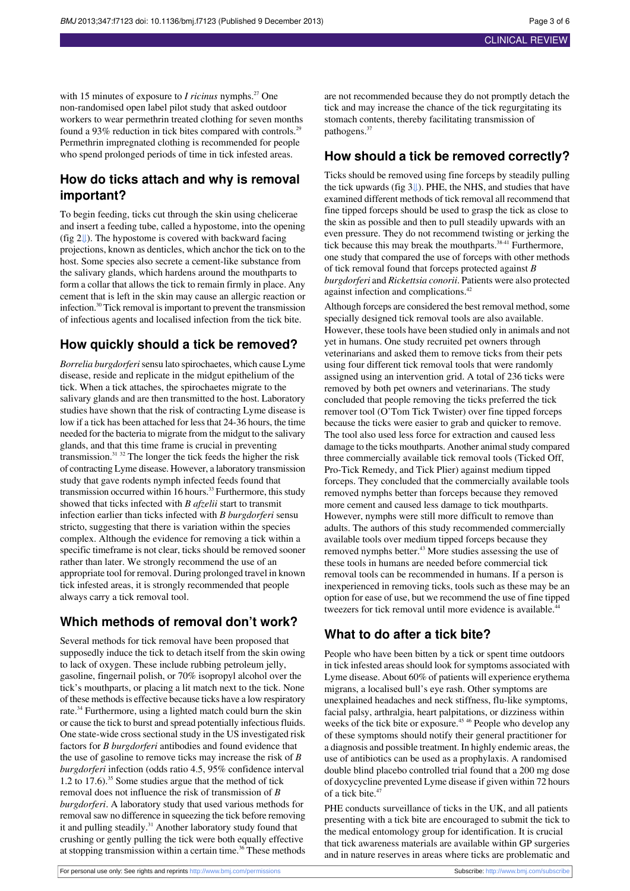with 15 minutes of exposure to *I ricinus* nymphs.[27] One non-randomised open label pilot study that asked outdoor workers to wear permethrin treated clothing for seven months found a 93% reduction in tick bites compared with controls.[29] Permethrin impregnated clothing is recommended for people who spend prolonged periods of time in tick infested areas.

## How do ticks attach and why is removal important?

To begin feeding, ticks cut through the skin using chelicerae and insert a feeding tube, called a hypostome, into the opening (fig 2⇓). The hypostome is covered with backward facing projections, known as denticles, which anchor the tick on to the host. Some species also secrete a cement-like substance from the salivary glands, which hardens around the mouthparts to form a collar that allows the tick to remain firmly in place. Any cement that is left in the skin may cause an allergic reaction or infection.[30] Tick removal is important to prevent the transmission of infectious agents and localised infection from the tick bite.

## How quickly should a tick be removed?

*Borrelia burgdorferi* sensu lato spirochaetes, which cause Lyme disease, reside and replicate in the midgut epithelium of the tick. When a tick attaches, the spirochaetes migrate to the salivary glands and are then transmitted to the host. Laboratory studies have shown that the risk of contracting Lyme disease is low if a tick has been attached for less that 24-36 hours, the time needed for the bacteria to migrate from the midgut to the salivary glands, and that this time frame is crucial in preventing transmission.[31 32] The longer the tick feeds the higher the risk of contracting Lyme disease. However, a laboratory transmission study that gave rodents nymph infected feeds found that transmission occurred within 16 hours.[33] Furthermore, this study showed that ticks infected with *B afzelii* start to transmit infection earlier than ticks infected with *B burgdorferi* sensu stricto, suggesting that there is variation within the species complex. Although the evidence for removing a tick within a specific timeframe is not clear, ticks should be removed sooner rather than later. We strongly recommend the use of an appropriate tool for removal. During prolonged travel in known tick infested areas, it is strongly recommended that people always carry a tick removal tool.

## Which methods of removal don't work?

Several methods for tick removal have been proposed that supposedly induce the tick to detach itself from the skin owing to lack of oxygen. These include rubbing petroleum jelly, gasoline, fingernail polish, or 70% isopropyl alcohol over the tick's mouthparts, or placing a lit match next to the tick. None of these methods is effective because ticks have a low respiratory rate.[34] Furthermore, using a lighted match could burn the skin or cause the tick to burst and spread potentially infectious fluids. One state-wide cross sectional study in the US investigated risk factors for *B burgdorferi* antibodies and found evidence that the use of gasoline to remove ticks may increase the risk of *B burgdorferi* infection (odds ratio 4.5, 95% confidence interval 1.2 to 17.6).[35] Some studies argue that the method of tick removal does not influence the risk of transmission of *B burgdorferi*. A laboratory study that used various methods for removal saw no difference in squeezing the tick before removing it and pulling steadily.[31] Another laboratory study found that crushing or gently pulling the tick were both equally effective at stopping transmission within a certain time.[36] These methods are not recommended because they do not promptly detach the tick and may increase the chance of the tick regurgitating its stomach contents, thereby facilitating transmission of pathogens.[37]

## How should a tick be removed correctly?

Ticks should be removed using fine forceps by steadily pulling the tick upwards (fig 3⇓). PHE, the NHS, and studies that have examined different methods of tick removal all recommend that fine tipped forceps should be used to grasp the tick as close to the skin as possible and then to pull steadily upwards with an even pressure. They do not recommend twisting or jerking the tick because this may break the mouthparts.[38-41] Furthermore, one study that compared the use of forceps with other methods of tick removal found that forceps protected against *B burgdorferi* and *Rickettsia conorii*. Patients were also protected against infection and complications.[42]

Although forceps are considered the best removal method, some specially designed tick removal tools are also available. However, these tools have been studied only in animals and not yet in humans. One study recruited pet owners through veterinarians and asked them to remove ticks from their pets using four different tick removal tools that were randomly assigned using an intervention grid. A total of 236 ticks were removed by both pet owners and veterinarians. The study concluded that people removing the ticks preferred the tick remover tool (O'Tom Tick Twister) over fine tipped forceps because the ticks were easier to grab and quicker to remove. The tool also used less force for extraction and caused less damage to the ticks mouthparts. Another animal study compared three commercially available tick removal tools (Ticked Off, Pro-Tick Remedy, and Tick Plier) against medium tipped forceps. They concluded that the commercially available tools removed nymphs better than forceps because they removed more cement and caused less damage to tick mouthparts. However, nymphs were still more difficult to remove than adults. The authors of this study recommended commercially available tools over medium tipped forceps because they removed nymphs better.[43] More studies assessing the use of these tools in humans are needed before commercial tick removal tools can be recommended in humans. If a person is inexperienced in removing ticks, tools such as these may be an option for ease of use, but we recommend the use of fine tipped tweezers for tick removal until more evidence is available.[44]

## What to do after a tick bite?

People who have been bitten by a tick or spent time outdoors in tick infested areas should look for symptoms associated with Lyme disease. About 60% of patients will experience erythema migrans, a localised bull's eye rash. Other symptoms are unexplained headaches and neck stiffness, flu-like symptoms, facial palsy, arthralgia, heart palpitations, or dizziness within weeks of the tick bite or exposure.[45 46] People who develop any of these symptoms should notify their general practitioner for a diagnosis and possible treatment. In highly endemic areas, the use of antibiotics can be used as a prophylaxis. A randomised double blind placebo controlled trial found that a 200 mg dose of doxycycline prevented Lyme disease if given within 72 hours of a tick bite.[47]

PHE conducts surveillance of ticks in the UK, and all patients presenting with a tick bite are encouraged to submit the tick to the medical entomology group for identification. It is crucial that tick awareness materials are available within GP surgeries and in nature reserves in areas where ticks are problematic and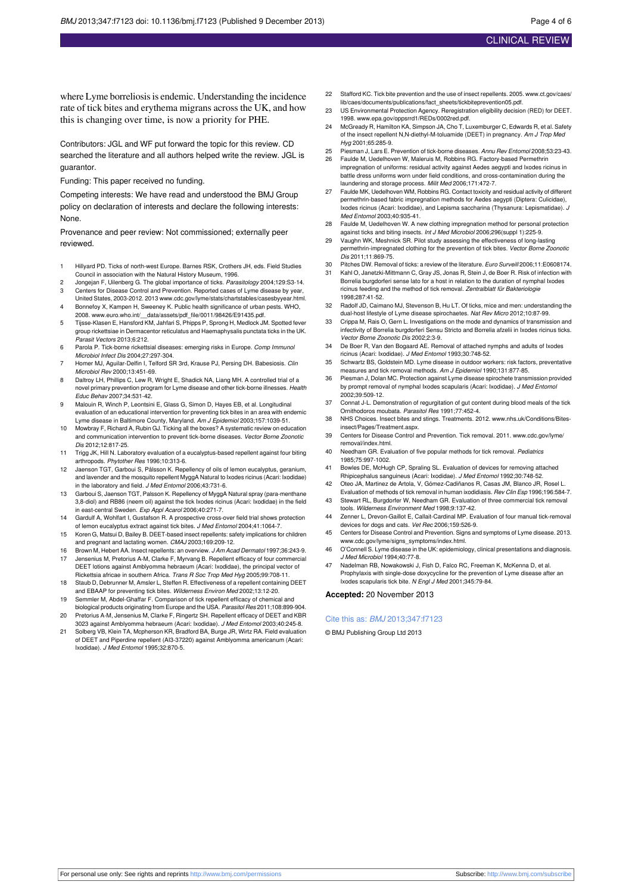where Lyme borreliosis is endemic. Understanding the incidence rate of tick bites and erythema migrans across the UK, and how this is changing over time, is now a priority for PHE.

Contributors: JGL and WF put forward the topic for this review. CD searched the literature and all authors helped write the review. JGL is guarantor.

Funding: This paper received no funding.

Competing interests: We have read and understood the BMJ Group policy on declaration of interests and declare the following interests: None.

Provenance and peer review: Not commissioned; externally peer reviewed.

1. Hillyard PD. Ticks of north-west Europe. Barnes RSK, Crothers JH, eds. Field Studies Council in association with the Natural History Museum, 1996.
2. Jongejan F, Uilenberg G. The global importance of ticks. *Parasitology* 2004;129:S3-14.
3. Centers for Disease Control and Prevention. Reported cases of Lyme disease by year, United States, 2003-2012. 2013 www.cdc.gov/lyme/stats/chartstables/casesbyyear.html.
4. Bonnefoy X, Kampen H, Sweeney K. Public health significance of urban pests. WHO, 2008. www.euro.who.int/__data/assets/pdf_file/0011/98426/E91435.pdf.
5. Tijsse-Klasen E, Hansford KM, Jahfari S, Phipps P, Sprong H, Medlock JM. Spotted fever group rickettsiae in Dermacentor reticulatus and Haemaphysalis punctata ticks in the UK. *Parasit Vectors* 2013;6:212.
6. Parola P. Tick-borne rickettsial diseases: emerging risks in Europe. *Comp Immunol Microbiol Infect Dis* 2004;27:297-304.
7. Homer MJ, Aguilar-Delfin I, Telford SR 3rd, Krause PJ, Persing DH. Babesiosis. *Clin Microbiol Rev* 2000;13:451-69.
8. Daltroy LH, Phillips C, Lew R, Wright E, Shadick NA, Liang MH. A controlled trial of a novel primary prevention program for Lyme disease and other tick-borne illnesses. *Health Educ Behav* 2007;34:531-42.
9. Malouin R, Winch P, Leontsini E, Glass G, Simon D, Hayes EB, et al. Longitudinal evaluation of an educational intervention for preventing tick bites in an area with endemic Lyme disease in Baltimore County, Maryland. *Am J Epidemiol* 2003;157:1039-51.
10. Mowbray F, Richard A, Rubin GJ. Ticking all the boxes? A systematic review on education and communication intervention to prevent tick-borne diseases. *Vector Borne Zoonotic Dis* 2012;12:817-25.
11. Trigg JK, Hill N. Laboratory evaluation of a eucalyptus-based repellent against four biting arthropods. *Phytother Res* 1996;10:313-6.
12. Jaenson TGT, Garboui S, Pålsson K. Repellency of oils of lemon eucalyptus, geranium, and lavender and the mosquito repellent MyggA Natural to Ixodes ricinus (Acari: Ixodidae) in the laboratory and field. *J Med Entomol* 2006;43:731-6.
13. Garboui S, Jaenson TGT, Palsson K. Repellency of MyggA Natural spray (para-menthane 3,8-diol) and RB86 (neem oil) against the tick Ixodes ricinus (Acari: Ixodidae) in the field in east-central Sweden. *Exp Appl Acarol* 2006;40:271-7.
14. Gardulf A, Wohlfart I, Gustafson R. A prospective cross-over field trial shows protection of lemon eucalyptus extract against tick bites. *J Med Entomol* 2004;41:1064-7.
15. Koren G, Matsui D, Bailey B. DEET-based insect repellents: safety implications for children and pregnant and lactating women. *CMAJ* 2003;169:209-12.
16. Brown M, Hebert AA. Insect repellents: an overview. *J Am Acad Dermatol* 1997;36:243-9.
17. Jensenius M, Pretorius A-M, Clarke F, Myrvang B. Repellent efficacy of four commercial DEET lotions against Amblyomma hebraeum (Acari: Ixodidae), the principal vector of Rickettsia africae in southern Africa. *Trans R Soc Trop Med Hyg* 2005;99:708-11.
18. Staub D, Debrunner M, Amsler L, Steffen R. Effectiveness of a repellent containing DEET and EBAAP for preventing tick bites. *Wilderness Environ Med* 2002;13:12-20.
19. Semmler M, Abdel-Ghaffar F. Comparison of tick repellent efficacy of chemical and biological products originating from Europe and the USA. *Parasitol Res* 2011;108:899-904.
20. Pretorius A-M, Jensenius M, Clarke F, Ringertz SH. Repellent efficacy of DEET and KBR 3023 against Amblyomma hebraeum (Acari: Ixodidae). *J Med Entomol* 2003;40:245-8.
21. Solberg VB, Klein TA, Mcpherson KR, Bradford BA, Burge JR, Wirtz RA. Field evaluation of DEET and Piperdine repellent (AI3-37220) against Amblyomma americanum (Acari: Ixodidae). *J Med Entomol* 1995;32:870-5.
22. Stafford KC. Tick bite prevention and the use of insect repellents. 2005. www.ct.gov/caes/lib/caes/documents/publications/fact_sheets/tickbiteprevention05.pdf.
23. US Environmental Protection Agency. Reregistration eligibility decision (RED) for DEET. 1998. www.epa.gov/oppsrrd1/REDs/0002red.pdf.
24. McGready R, Hamilton KA, Simpson JA, Cho T, Luxemburger C, Edwards R, et al. Safety of the insect repellent N,N-diethyl-M-toluamide (DEET) in pregnancy. *Am J Trop Med Hyg* 2001;65:285-9.
25. Piesman J, Lars E. Prevention of tick-borne diseases. *Annu Rev Entomol* 2008;53:23-43.
26. Faulde M, Uedelhoven W, Maleruis M, Robbins RG. Factory-based Permethrin impregnation of uniforms: residual activity against Aedes aegypti and Ixodes ricinus in battle dress uniforms worn under field conditions, and cross-contamination during the laundering and storage process. *Milit Med* 2006;171:472-7.
27. Faulde MK, Uedelhoven WM, Robbins RG. Contact toxicity and residual activity of different permethrin-based fabric impregnation methods for Aedes aegypti (Diptera: Culicidae), Ixodes ricinus (Acari: Ixodidae), and Lepisma saccharina (Thysanura: Lepismatidae). *J Med Entomol* 2003;40:935-41.
28. Faulde M, Uedelhoven W. A new clothing impregnation method for personal protection against ticks and biting insects. *Int J Med Microbiol* 2006;296(suppl 1):225-9.
29. Vaughn WK, Meshnick SR. Pilot study assessing the effectiveness of long-lasting permethrin-impregnated clothing for the prevention of tick bites. *Vector Borne Zoonotic Dis* 2011;11:869-75.
30. Pitches DW. Removal of ticks: a review of the literature. *Euro Surveill* 2006;11:E0608174.
31. Kahl O, Janetzki-Mittmann C, Gray JS, Jonas R, Stein J, de Boer R. Risk of infection with Borrelia burgdorferi sense lato for a host in relation to the duration of nymphal Ixodes ricinus feeding and the method of tick removal. *Zentralblatt für Bakteriologie* 1998;287:41-52.
32. Radolf JD, Caimano MJ, Stevenson B, Hu LT. Of ticks, mice and men: understanding the dual-host lifestyle of Lyme disease spirochaetes. *Nat Rev Micro* 2012;10:87-99.
33. Crippa M, Rais O, Gern L. Investigations on the mode and dynamics of transmission and infectivity of Borrelia burgdorferi Sensu Stricto and Borrelia afzelii in Ixodes ricinus ticks. *Vector Borne Zoonotic Dis* 2002;2:3-9.
34. De Boer R, Van den Bogaard AE. Removal of attached nymphs and adults of Ixodes ricinus (Acari: Ixodidae). *J Med Entomol* 1993;30:748-52.
35. Schwartz BS, Goldstein MD. Lyme disease in outdoor workers: risk factors, preventative measures and tick removal methods. *Am J Epidemiol* 1990;131:877-85.
36. Piesman J, Dolan MC. Protection against Lyme disease spirochete transmission provided by prompt removal of nymphal Ixodes scapularis (Acari: Ixodidae). *J Med Entomol* 2002;39:509-12.
37. Connat J-L. Demonstration of regurgitation of gut content during blood meals of the tick Ornithodoros moubata. *Parasitol Res* 1991;77:452-4.
38. NHS Choices. Insect bites and stings. Treatments. 2012. www.nhs.uk/Conditions/Bites-insect/Pages/Treatment.aspx.
39. Centers for Disease Control and Prevention. Tick removal. 2011. www.cdc.gov/lyme/removal/index.html.
40. Needham GR. Evaluation of five popular methods for tick removal. *Pediatrics* 1985;75:997-1002.
41. Bowles DE, McHugh CP, Spraling SL. Evaluation of devices for removing attached Rhipicephalus sanguineus (Acari: Ixodidae). *J Med Entomol* 1992;30:748-52.
42. Oteo JA, Martinez de Artola, V, Gómez-Cadiñanos R, Casas JM, Blanco JR, Rosel L. Evaluation of methods of tick removal in human ixodidiasis. *Rev Clin Esp* 1996;196:584-7.
43. Stewart RL, Burgdorfer W, Needham GR. Evaluation of three commercial tick removal tools. *Wilderness Environment Med* 1998;9:137-42.
44. Zenner L, Drevon-Gaillot E, Callait-Cardinal MP. Evaluation of four manual tick-removal devices for dogs and cats. *Vet Rec* 2006;159:526-9.
45. Centers for Disease Control and Prevention. Signs and symptoms of Lyme disease. 2013. www.cdc.gov/lyme/signs_symptoms/index.html.
46. O'Connell S. Lyme disease in the UK: epidemiology, clinical presentations and diagnosis. *J Med Microbiol* 1994;40:77-8.
47. Nadelman RB, Nowakowski J, Fish D, Falco RC, Freeman K, McKenna D, et al. Prophylaxis with single-dose doxycycline for the prevention of Lyme disease after an Ixodes scapularis tick bite. *N Engl J Med* 2001;345:79-84.

**Accepted:** 20 November 2013

Cite this as: *BMJ* 2013;347:f7123

© BMJ Publishing Group Ltd 2013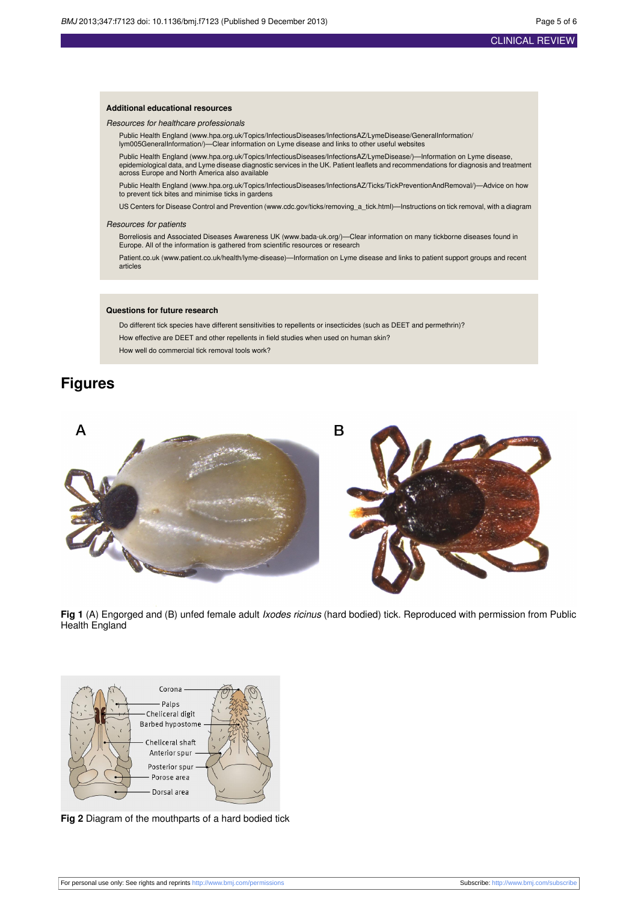### Additional educational resources

*Resources for healthcare professionals*

Public Health England (www.hpa.org.uk/Topics/InfectiousDiseases/InfectionsAZ/LymeDisease/GeneralInformation/lym005GeneralInformation/)—Clear information on Lyme disease and links to other useful websites

Public Health England (www.hpa.org.uk/Topics/InfectiousDiseases/InfectionsAZ/LymeDisease/)—Information on Lyme disease, epidemiological data, and Lyme disease diagnostic services in the UK. Patient leaflets and recommendations for diagnosis and treatment across Europe and North America also available

Public Health England (www.hpa.org.uk/Topics/InfectiousDiseases/InfectionsAZ/Ticks/TickPreventionAndRemoval/)—Advice on how to prevent tick bites and minimise ticks in gardens

US Centers for Disease Control and Prevention (www.cdc.gov/ticks/removing_a_tick.html)—Instructions on tick removal, with a diagram

*Resources for patients*

Borreliosis and Associated Diseases Awareness UK (www.bada-uk.org/)—Clear information on many tickborne diseases found in Europe. All of the information is gathered from scientific resources or research

Patient.co.uk (www.patient.co.uk/health/lyme-disease)—Information on Lyme disease and links to patient support groups and recent articles

### Questions for future research

Do different tick species have different sensitivities to repellents or insecticides (such as DEET and permethrin)?

How effective are DEET and other repellents in field studies when used on human skin?

How well do commercial tick removal tools work?

## Figures

**Fig 1** (A) Engorged and (B) unfed female adult *Ixodes ricinus* (hard bodied) tick. Reproduced with permission from Public Health England

**Fig 2** Diagram of the mouthparts of a hard bodied tick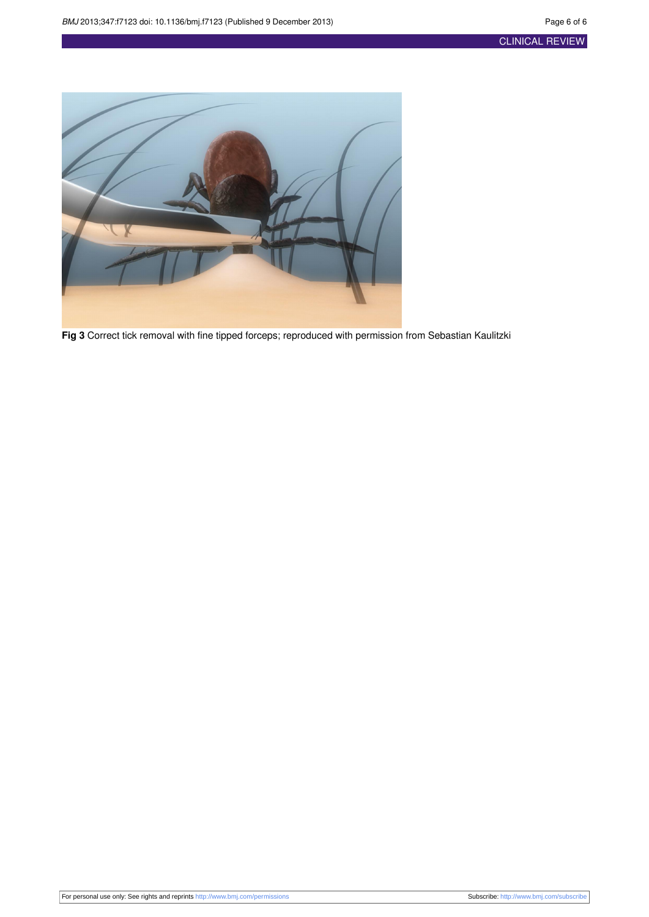**Fig 3** Correct tick removal with fine tipped forceps; reproduced with permission from Sebastian Kaulitzki